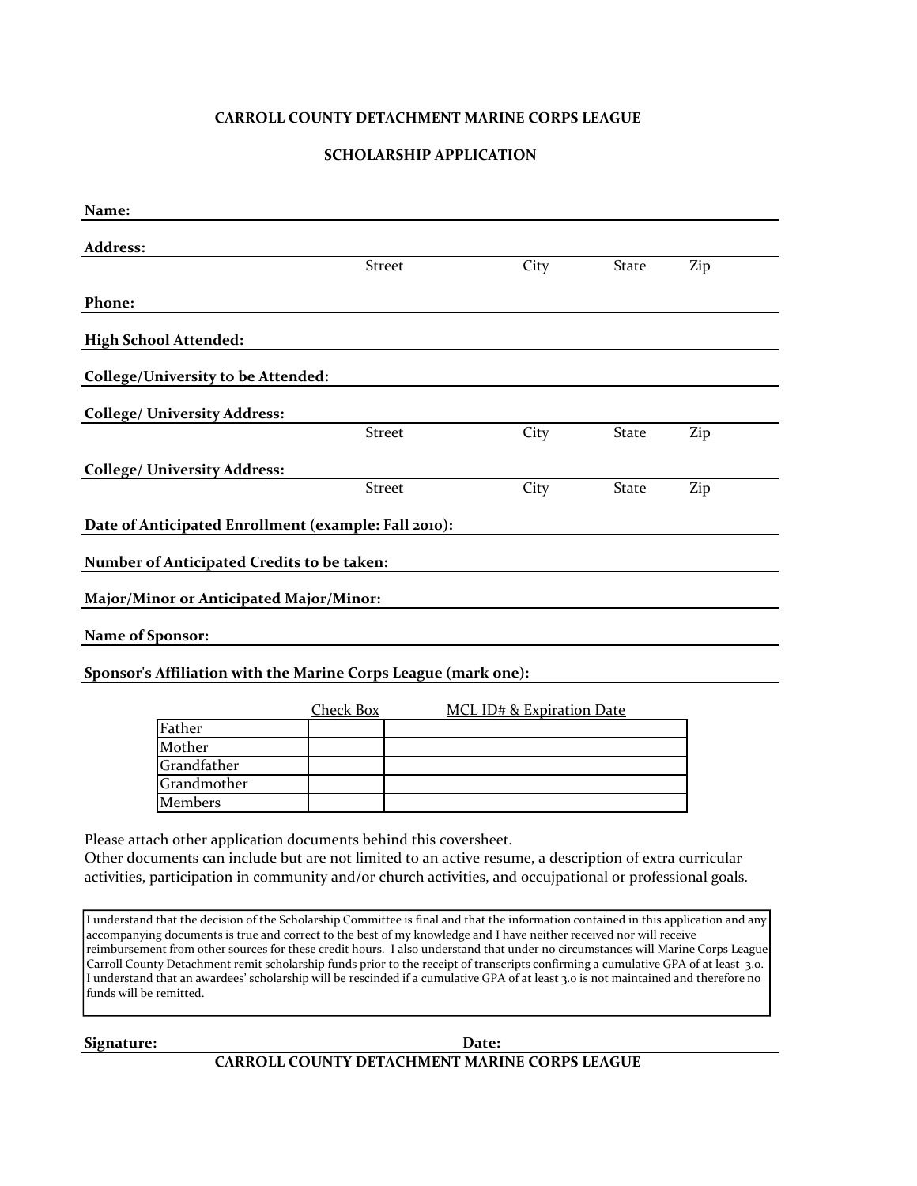**CARROLL COUNTY DETACHMENT MARINE CORPS LEAGUE**

**SCHOLARSHIP APPLICATION**

**Name:** ______________________________

**Address:** ______________________________
Street City State Zip

**Phone:** ______________________________

**High School Attended:** ______________________________

**College/University to be Attended:** ______________________________

**College/ University Address:** ______________________________
Street City State Zip

**College/ University Address:** ______________________________
Street City State Zip

**Date of Anticipated Enrollment (example: Fall 2010):** ______________________________

**Number of Anticipated Credits to be taken:** ______________________________

**Major/Minor or Anticipated Major/Minor:** ______________________________

**Name of Sponsor:** ______________________________

**Sponsor's Affiliation with the Marine Corps League (mark one):**

| | Check Box | MCL ID# & Expiration Date |
|---|---|---|
| Father | | |
| Mother | | |
| Grandfather | | |
| Grandmother | | |
| Members | | |

Please attach other application documents behind this coversheet.
Other documents can include but are not limited to an active resume, a description of extra curricular activities, participation in community and/or church activities, and occujpational or professional goals.

I understand that the decision of the Scholarship Committee is final and that the information contained in this application and any accompanying documents is true and correct to the best of my knowledge and I have neither received nor will receive reimbursement from other sources for these credit hours. I also understand that under no circumstances will Marine Corps League Carroll County Detachment remit scholarship funds prior to the receipt of transcripts confirming a cumulative GPA of at least 3.0. I understand that an awardees' scholarship will be rescinded if a cumulative GPA of at least 3.0 is not maintained and therefore no funds will be remitted.

**Signature:** ______________________________ **Date:** ______________

**CARROLL COUNTY DETACHMENT MARINE CORPS LEAGUE**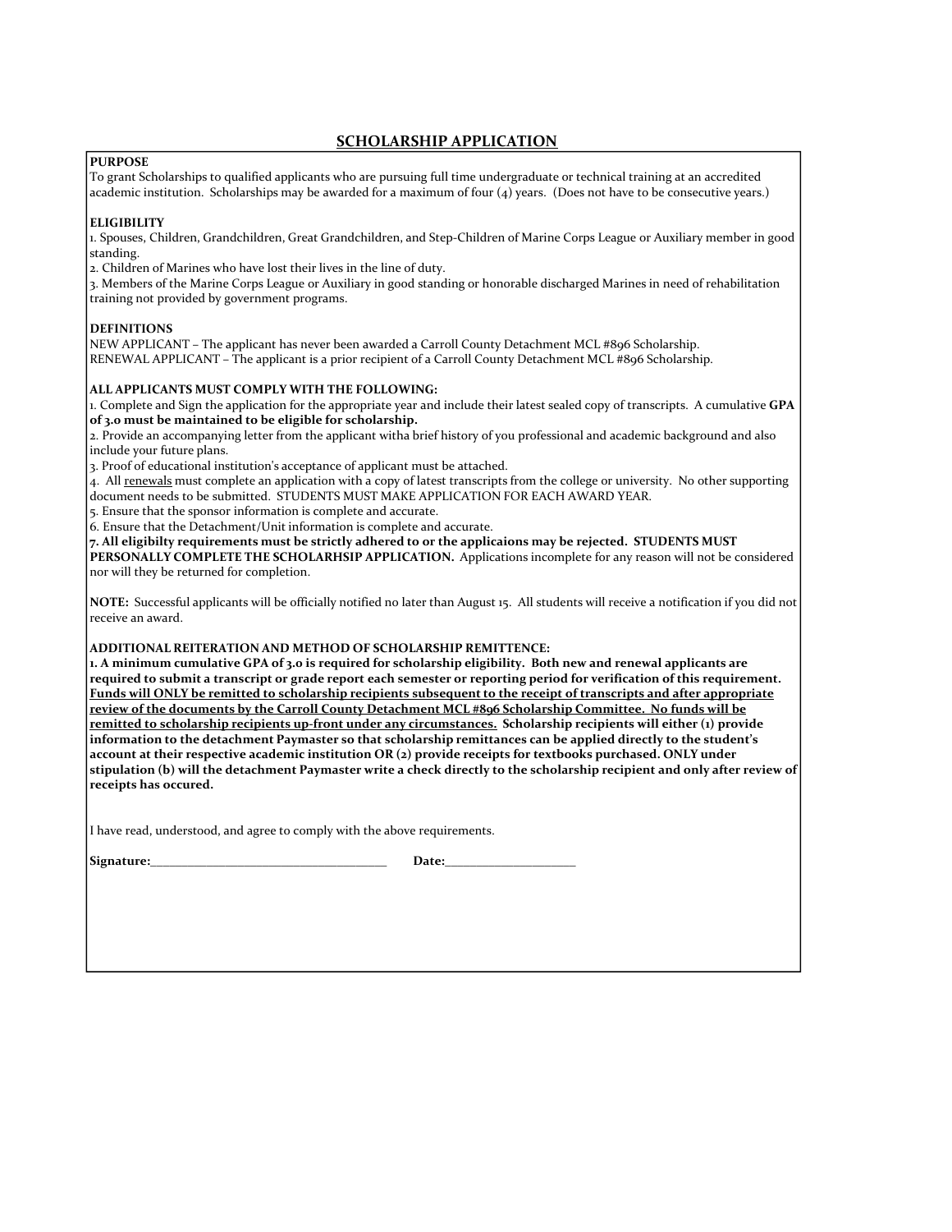# SCHOLARSHIP APPLICATION

**PURPOSE**

To grant Scholarships to qualified applicants who are pursuing full time undergraduate or technical training at an accredited academic institution. Scholarships may be awarded for a maximum of four (4) years. (Does not have to be consecutive years.)

**ELIGIBILITY**

1. Spouses, Children, Grandchildren, Great Grandchildren, and Step-Children of Marine Corps League or Auxiliary member in good standing.
2. Children of Marines who have lost their lives in the line of duty.
3. Members of the Marine Corps League or Auxiliary in good standing or honorable discharged Marines in need of rehabilitation training not provided by government programs.

**DEFINITIONS**

NEW APPLICANT – The applicant has never been awarded a Carroll County Detachment MCL #896 Scholarship.
RENEWAL APPLICANT – The applicant is a prior recipient of a Carroll County Detachment MCL #896 Scholarship.

**ALL APPLICANTS MUST COMPLY WITH THE FOLLOWING:**

1. Complete and Sign the application for the appropriate year and include their latest sealed copy of transcripts. A cumulative **GPA of 3.0 must be maintained to be eligible for scholarship.**
2. Provide an accompanying letter from the applicant witha brief history of you professional and academic background and also include your future plans.
3. Proof of educational institution's acceptance of applicant must be attached.
4. All <u>renewals</u> must complete an application with a copy of latest transcripts from the college or university. No other supporting document needs to be submitted. STUDENTS MUST MAKE APPLICATION FOR EACH AWARD YEAR.
5. Ensure that the sponsor information is complete and accurate.
6. Ensure that the Detachment/Unit information is complete and accurate.
7. **All eligibilty requirements must be strictly adhered to or the applicaions may be rejected. STUDENTS MUST PERSONALLY COMPLETE THE SCHOLARHSIP APPLICATION.** Applications incomplete for any reason will not be considered nor will they be returned for completion.

**NOTE:** Successful applicants will be officially notified no later than August 15. All students will receive a notification if you did not receive an award.

**ADDITIONAL REITERATION AND METHOD OF SCHOLARSHIP REMITTENCE:**

**1. A minimum cumulative GPA of 3.0 is required for scholarship eligibility. Both new and renewal applicants are required to submit a transcript or grade report each semester or reporting period for verification of this requirement. <u>Funds will ONLY be remitted to scholarship recipients subsequent to the receipt of transcripts and after appropriate review of the documents by the Carroll County Detachment MCL #896 Scholarship Committee. No funds will be remitted to scholarship recipients up-front under any circumstances.</u> Scholarship recipients will either (1) provide information to the detachment Paymaster so that scholarship remittances can be applied directly to the student's account at their respective academic institution OR (2) provide receipts for textbooks purchased. ONLY under stipulation (b) will the detachment Paymaster write a check directly to the scholarship recipient and only after review of receipts has occured.**

I have read, understood, and agree to comply with the above requirements.

**Signature:**_____________________________________ **Date:**____________________